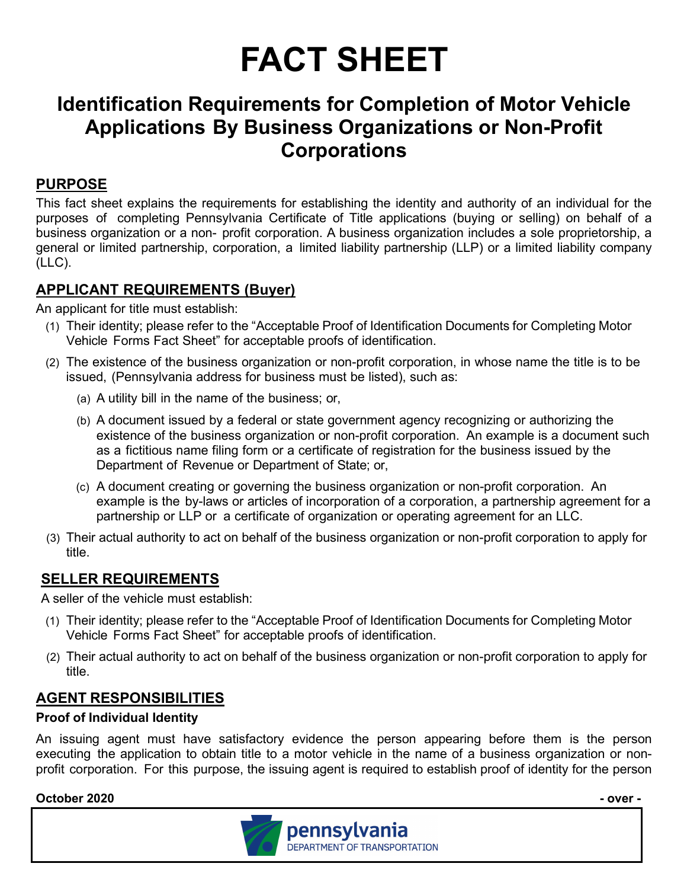# FACT SHEET

## Identification Requirements for Completion of Motor Vehicle Applications By Business Organizations or Non-Profit Corporations

### PURPOSE

This fact sheet explains the requirements for establishing the identity and authority of an individual for the purposes of completing Pennsylvania Certificate of Title applications (buying or selling) on behalf of a business organization or a non- profit corporation. A business organization includes a sole proprietorship, a general or limited partnership, corporation, a limited liability partnership (LLP) or a limited liability company (LLC).

### APPLICANT REQUIREMENTS (Buyer)

An applicant for title must establish:

(1) Their identity; please refer to the "Acceptable Proof of Identification Documents for Completing Motor Vehicle Forms Fact Sheet" for acceptable proofs of identification.

(2) The existence of the business organization or non-profit corporation, in whose name the title is to be issued, (Pennsylvania address for business must be listed), such as:

  (a) A utility bill in the name of the business; or,

  (b) A document issued by a federal or state government agency recognizing or authorizing the existence of the business organization or non-profit corporation. An example is a document such as a fictitious name filing form or a certificate of registration for the business issued by the Department of Revenue or Department of State; or,

  (c) A document creating or governing the business organization or non-profit corporation. An example is the by-laws or articles of incorporation of a corporation, a partnership agreement for a partnership or LLP or a certificate of organization or operating agreement for an LLC.

(3) Their actual authority to act on behalf of the business organization or non-profit corporation to apply for title.

### SELLER REQUIREMENTS

A seller of the vehicle must establish:

(1) Their identity; please refer to the "Acceptable Proof of Identification Documents for Completing Motor Vehicle Forms Fact Sheet" for acceptable proofs of identification.

(2) Their actual authority to act on behalf of the business organization or non-profit corporation to apply for title.

### AGENT RESPONSIBILITIES

**Proof of Individual Identity**

An issuing agent must have satisfactory evidence the person appearing before them is the person executing the application to obtain title to a motor vehicle in the name of a business organization or non-profit corporation. For this purpose, the issuing agent is required to establish proof of identity for the person

**October 2020** **- over -**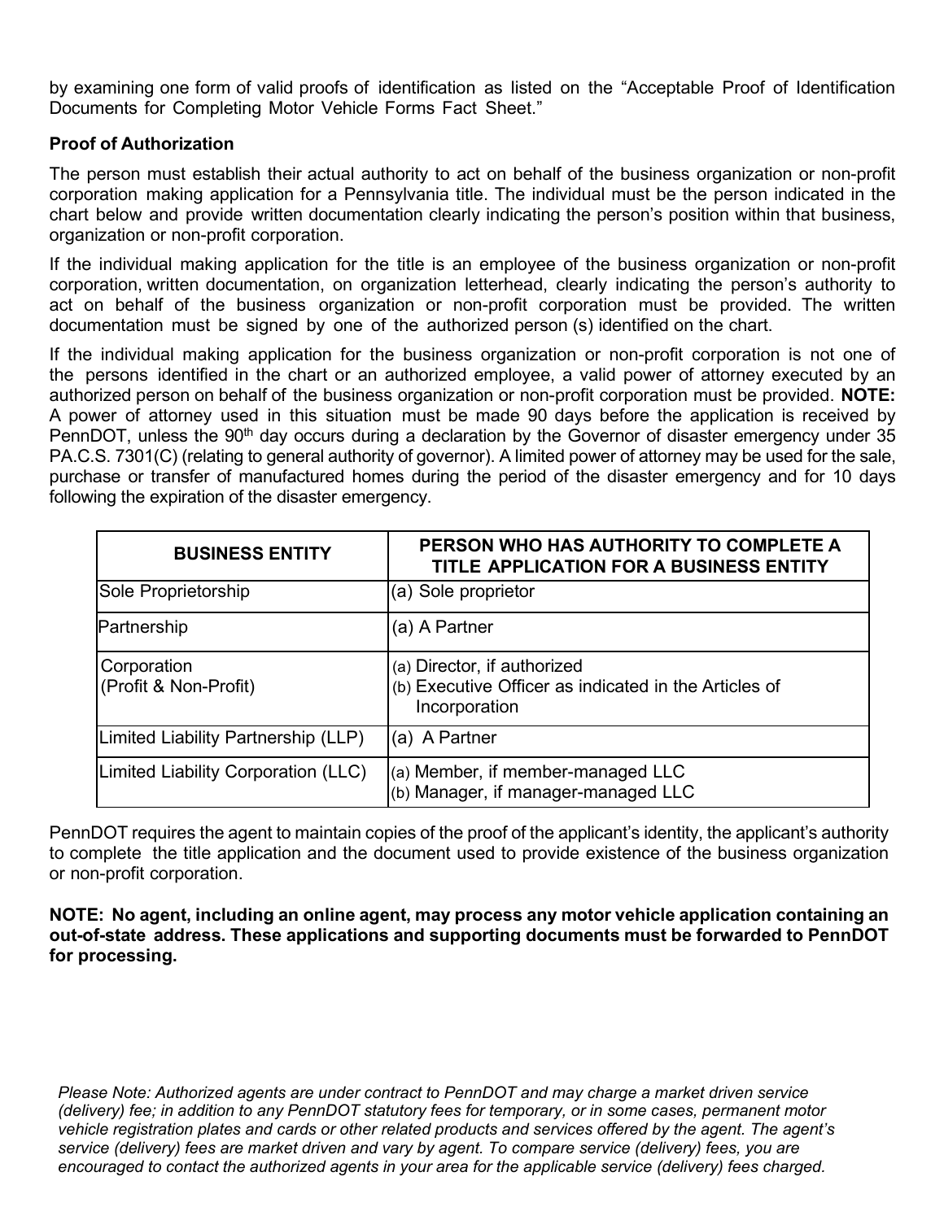by examining one form of valid proofs of identification as listed on the "Acceptable Proof of Identification Documents for Completing Motor Vehicle Forms Fact Sheet."

**Proof of Authorization**

The person must establish their actual authority to act on behalf of the business organization or non-profit corporation making application for a Pennsylvania title. The individual must be the person indicated in the chart below and provide written documentation clearly indicating the person's position within that business, organization or non-profit corporation.

If the individual making application for the title is an employee of the business organization or non-profit corporation, written documentation, on organization letterhead, clearly indicating the person's authority to act on behalf of the business organization or non-profit corporation must be provided. The written documentation must be signed by one of the authorized person (s) identified on the chart.

If the individual making application for the business organization or non-profit corporation is not one of the persons identified in the chart or an authorized employee, a valid power of attorney executed by an authorized person on behalf of the business organization or non-profit corporation must be provided. **NOTE:** A power of attorney used in this situation must be made 90 days before the application is received by PennDOT, unless the 90th day occurs during a declaration by the Governor of disaster emergency under 35 PA.C.S. 7301(C) (relating to general authority of governor). A limited power of attorney may be used for the sale, purchase or transfer of manufactured homes during the period of the disaster emergency and for 10 days following the expiration of the disaster emergency.

| BUSINESS ENTITY | PERSON WHO HAS AUTHORITY TO COMPLETE A TITLE APPLICATION FOR A BUSINESS ENTITY |
| --- | --- |
| Sole Proprietorship | (a) Sole proprietor |
| Partnership | (a) A Partner |
| Corporation (Profit & Non-Profit) | (a) Director, if authorized<br>(b) Executive Officer as indicated in the Articles of Incorporation |
| Limited Liability Partnership (LLP) | (a) A Partner |
| Limited Liability Corporation (LLC) | (a) Member, if member-managed LLC<br>(b) Manager, if manager-managed LLC |

PennDOT requires the agent to maintain copies of the proof of the applicant's identity, the applicant's authority to complete the title application and the document used to provide existence of the business organization or non-profit corporation.

**NOTE: No agent, including an online agent, may process any motor vehicle application containing an out-of-state address. These applications and supporting documents must be forwarded to PennDOT for processing.**

*Please Note: Authorized agents are under contract to PennDOT and may charge a market driven service (delivery) fee; in addition to any PennDOT statutory fees for temporary, or in some cases, permanent motor vehicle registration plates and cards or other related products and services offered by the agent. The agent's service (delivery) fees are market driven and vary by agent. To compare service (delivery) fees, you are encouraged to contact the authorized agents in your area for the applicable service (delivery) fees charged.*